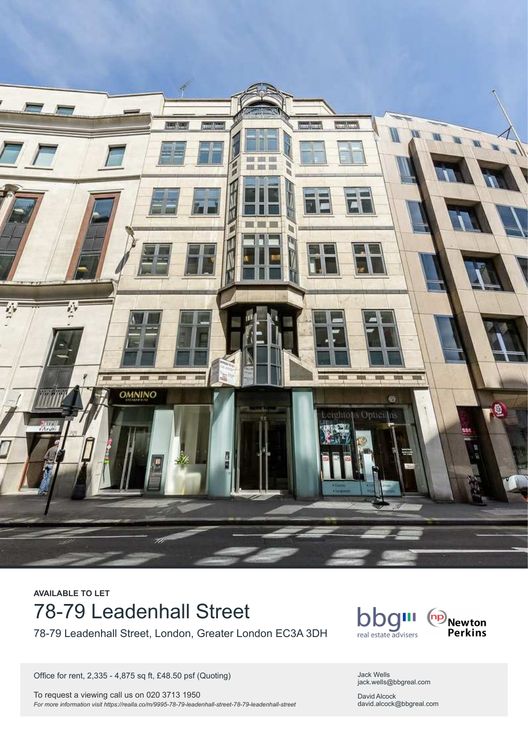**AVAILABLE TO LET**

# 78-79 Leadenhall Street

78-79 Leadenhall Street, London, Greater London EC3A 3DH

bbg real estate advisers

Newton Perkins

Office for rent, 2,335 - 4,875 sq ft, £48.50 psf (Quoting)

To request a viewing call us on 020 3713 1950

*For more information visit https://realla.co/m/9995-78-79-leadenhall-street-78-79-leadenhall-street*

Jack Wells
jack.wells@bbgreal.com

David Alcock
david.alcock@bbgreal.com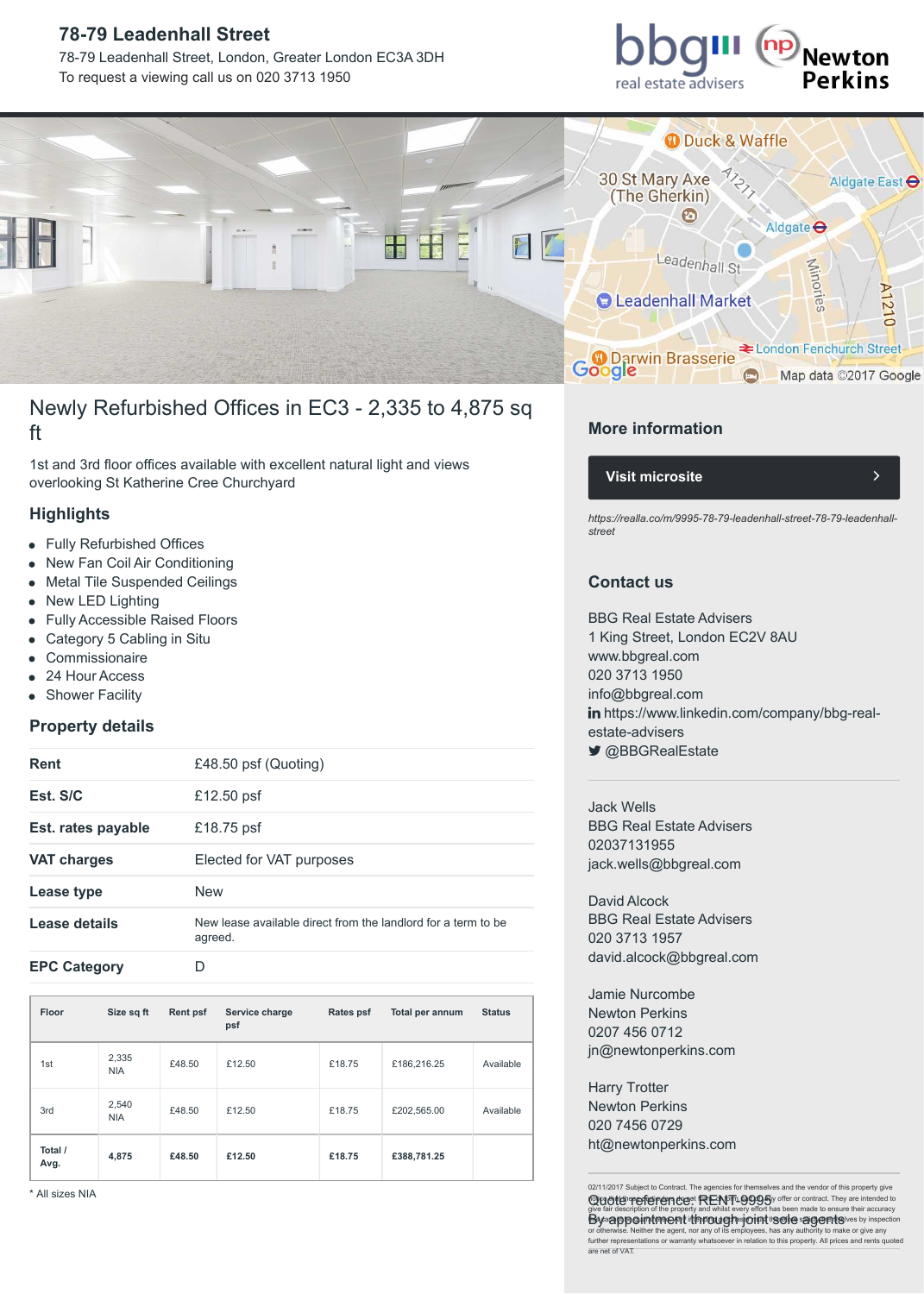# 78-79 Leadenhall Street

78-79 Leadenhall Street, London, Greater London EC3A 3DH

To request a viewing call us on 020 3713 1950

bbg real estate advisers

np Newton Perkins

## Newly Refurbished Offices in EC3 - 2,335 to 4,875 sq ft

1st and 3rd floor offices available with excellent natural light and views overlooking St Katherine Cree Churchyard

### Highlights

- Fully Refurbished Offices
- New Fan Coil Air Conditioning
- Metal Tile Suspended Ceilings
- New LED Lighting
- Fully Accessible Raised Floors
- Category 5 Cabling in Situ
- Commissionaire
- 24 Hour Access
- Shower Facility

### Property details

| | |
|---|---|
| **Rent** | £48.50 psf (Quoting) |
| **Est. S/C** | £12.50 psf |
| **Est. rates payable** | £18.75 psf |
| **VAT charges** | Elected for VAT purposes |
| **Lease type** | New |
| **Lease details** | New lease available direct from the landlord for a term to be agreed. |
| **EPC Category** | D |

| Floor | Size sq ft | Rent psf | Service charge psf | Rates psf | Total per annum | Status |
|---|---|---|---|---|---|---|
| 1st | 2,335 NIA | £48.50 | £12.50 | £18.75 | £186,216.25 | Available |
| 3rd | 2,540 NIA | £48.50 | £12.50 | £18.75 | £202,565.00 | Available |
| **Total / Avg.** | **4,875** | **£48.50** | **£12.50** | **£18.75** | **£388,781.25** | |

\* All sizes NIA

### More information

**Visit microsite**

*https://realla.co/m/9995-78-79-leadenhall-street-78-79-leadenhall-street*

### Contact us

BBG Real Estate Advisers
1 King Street, London EC2V 8AU
www.bbgreal.com
020 3713 1950
info@bbgreal.com
https://www.linkedin.com/company/bbg-real-estate-advisers
@BBGRealEstate

Jack Wells
BBG Real Estate Advisers
02037131955
jack.wells@bbgreal.com

David Alcock
BBG Real Estate Advisers
020 3713 1957
david.alcock@bbgreal.com

Jamie Nurcombe
Newton Perkins
0207 456 0712
jn@newtonperkins.com

Harry Trotter
Newton Perkins
020 7456 0729
ht@newtonperkins.com

Quote reference: RENT-9995

By appointment through joint sole agents

02/11/2017 Subject to Contract. The agencies for themselves and the vendor of this property give notice that these particulars do not form part of any offer or contract. They are intended to give fair description of the property and whilst every effort has been made to ensure their accuracy this cannot be guaranteed. Any intending purchaser must satisfy themselves by inspection or otherwise. Neither the agent, nor any of its employees, has any authority to make or give any further representations or warranty whatsoever in relation to this property. All prices and rents quoted are net of VAT.